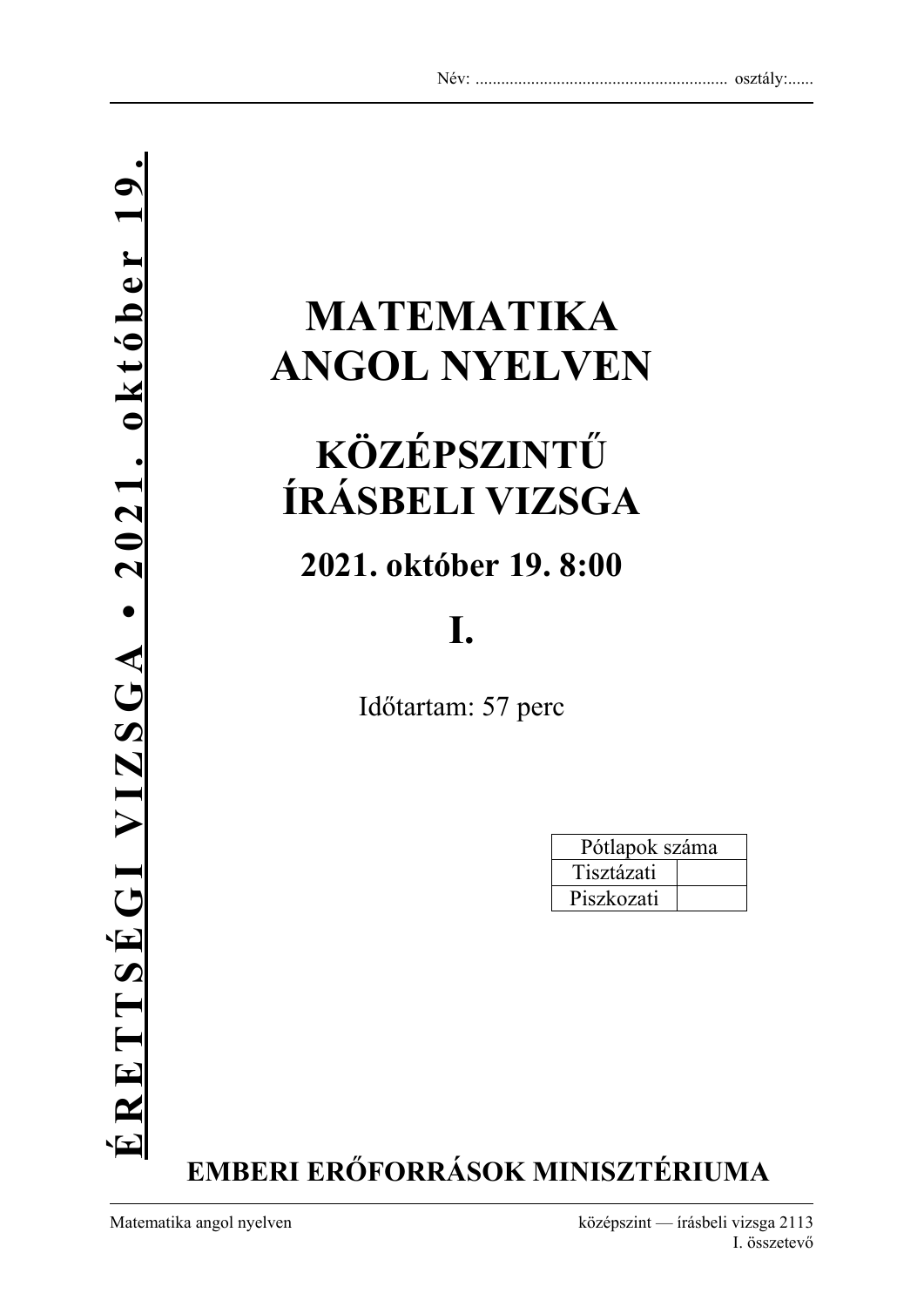Név: ........................................................... osztály:......

**ÉRETTSÉGI VIZSGA • 2021. október 19.**

# MATEMATIKA ANGOL NYELVEN

# KÖZÉPSZINTŰ ÍRÁSBELI VIZSGA

## 2021. október 19. 8:00

# I.

Időtartam: 57 perc

| Pótlapok száma | |
|---|---|
| Tisztázati | |
| Piszkozati | |

**EMBERI ERŐFORRÁSOK MINISZTÉRIUMA**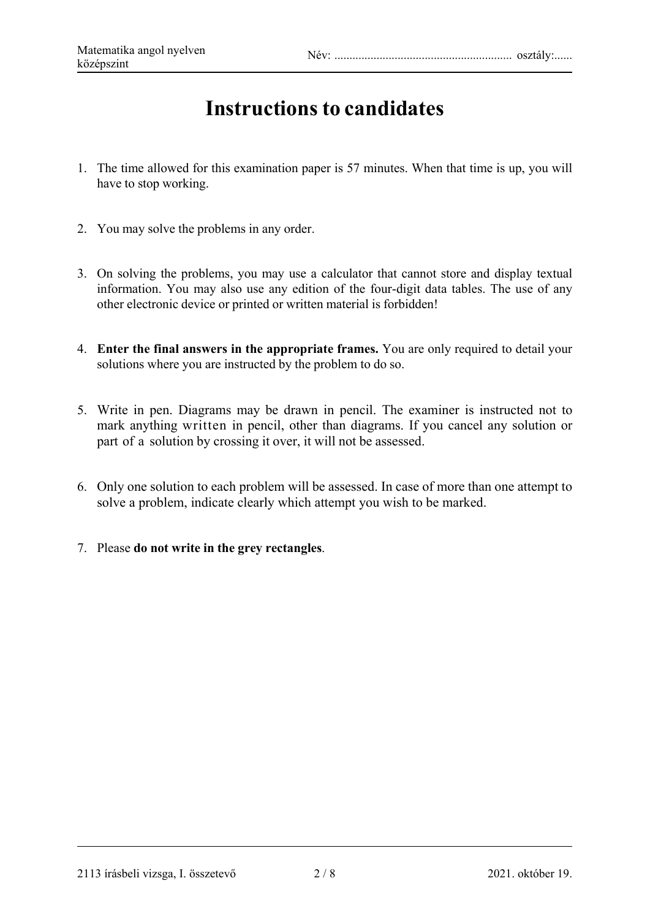# Instructions to candidates

1. The time allowed for this examination paper is 57 minutes. When that time is up, you will have to stop working.

2. You may solve the problems in any order.

3. On solving the problems, you may use a calculator that cannot store and display textual information. You may also use any edition of the four-digit data tables. The use of any other electronic device or printed or written material is forbidden!

4. **Enter the final answers in the appropriate frames.** You are only required to detail your solutions where you are instructed by the problem to do so.

5. Write in pen. Diagrams may be drawn in pencil. The examiner is instructed not to mark anything written in pencil, other than diagrams. If you cancel any solution or part of a solution by crossing it over, it will not be assessed.

6. Only one solution to each problem will be assessed. In case of more than one attempt to solve a problem, indicate clearly which attempt you wish to be marked.

7. Please **do not write in the grey rectangles**.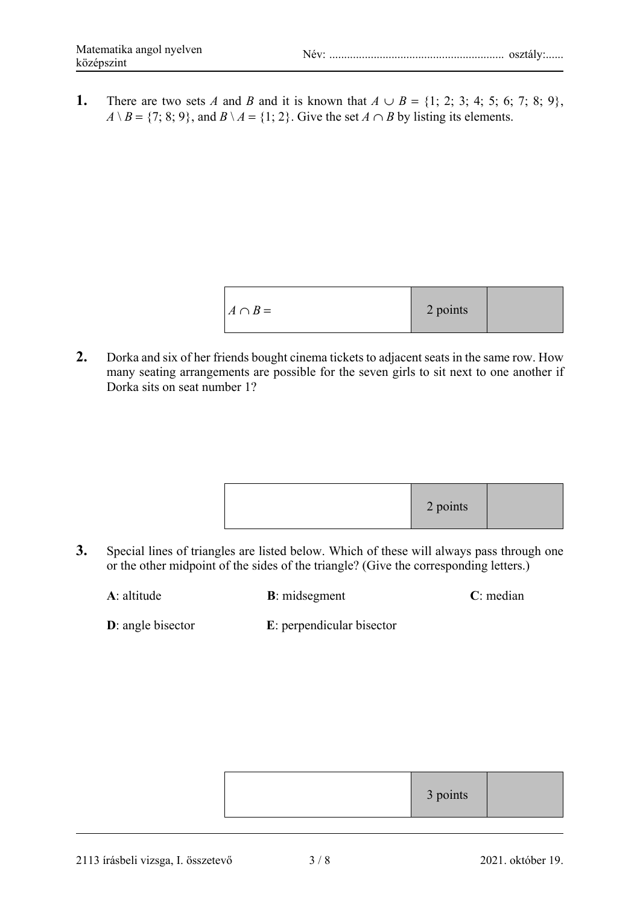**1.** There are two sets $A$ and $B$ and it is known that $A \cup B = \{1; 2; 3; 4; 5; 6; 7; 8; 9\}$, $A \setminus B = \{7; 8; 9\}$, and $B \setminus A = \{1; 2\}$. Give the set $A \cap B$ by listing its elements.

| $A \cap B =$ | 2 points | |
|---|---|---|

**2.** Dorka and six of her friends bought cinema tickets to adjacent seats in the same row. How many seating arrangements are possible for the seven girls to sit next to one another if Dorka sits on seat number 1?

| | 2 points | |
|---|---|---|

**3.** Special lines of triangles are listed below. Which of these will always pass through one or the other midpoint of the sides of the triangle? (Give the corresponding letters.)

**A**: altitude

**B**: midsegment

**C**: median

**D**: angle bisector

**E**: perpendicular bisector

| | 3 points | |
|---|---|---|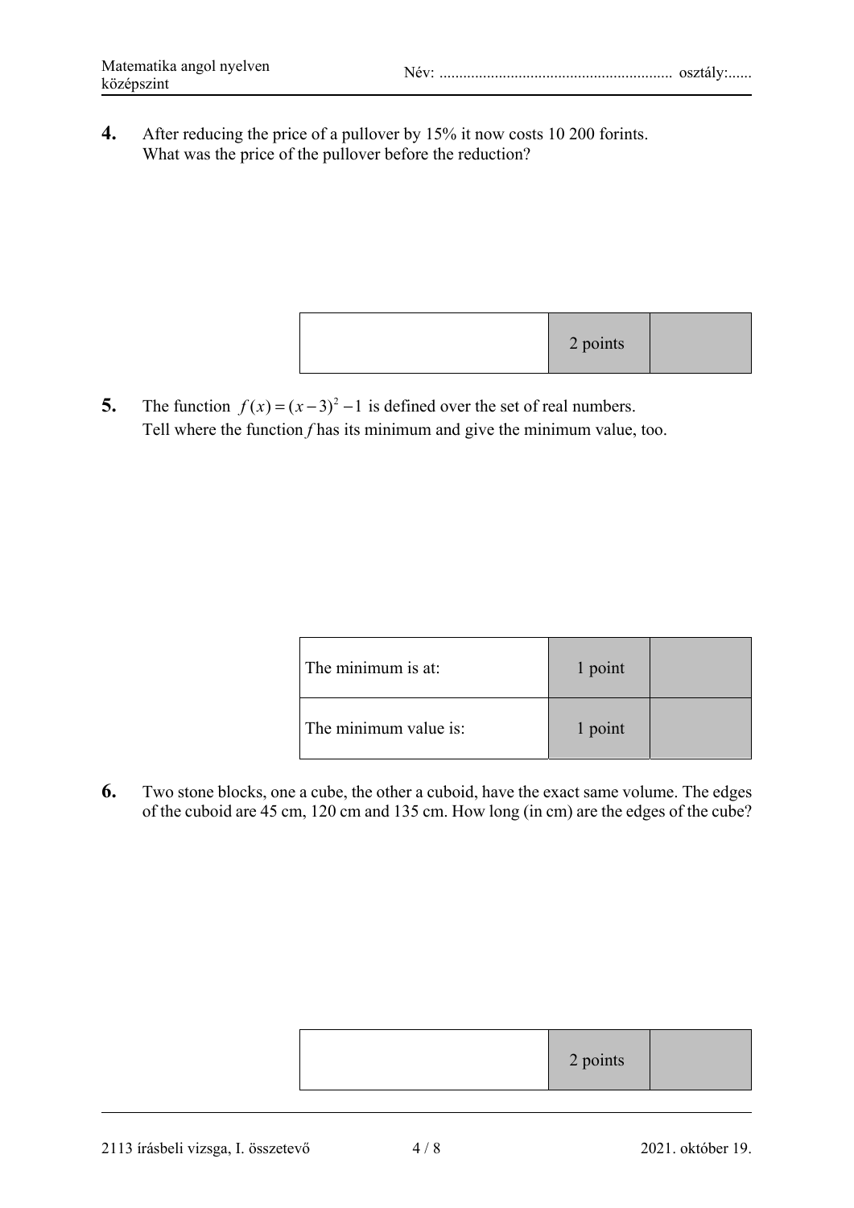**4.** After reducing the price of a pullover by 15% it now costs 10 200 forints. What was the price of the pullover before the reduction?

| | 2 points | |
|---|---|---|

**5.** The function $f(x) = (x-3)^2 - 1$ is defined over the set of real numbers. Tell where the function $f$ has its minimum and give the minimum value, too.

| | | |
|---|---|---|
| The minimum is at: | 1 point | |
| The minimum value is: | 1 point | |

**6.** Two stone blocks, one a cube, the other a cuboid, have the exact same volume. The edges of the cuboid are 45 cm, 120 cm and 135 cm. How long (in cm) are the edges of the cube?

| | 2 points | |
|---|---|---|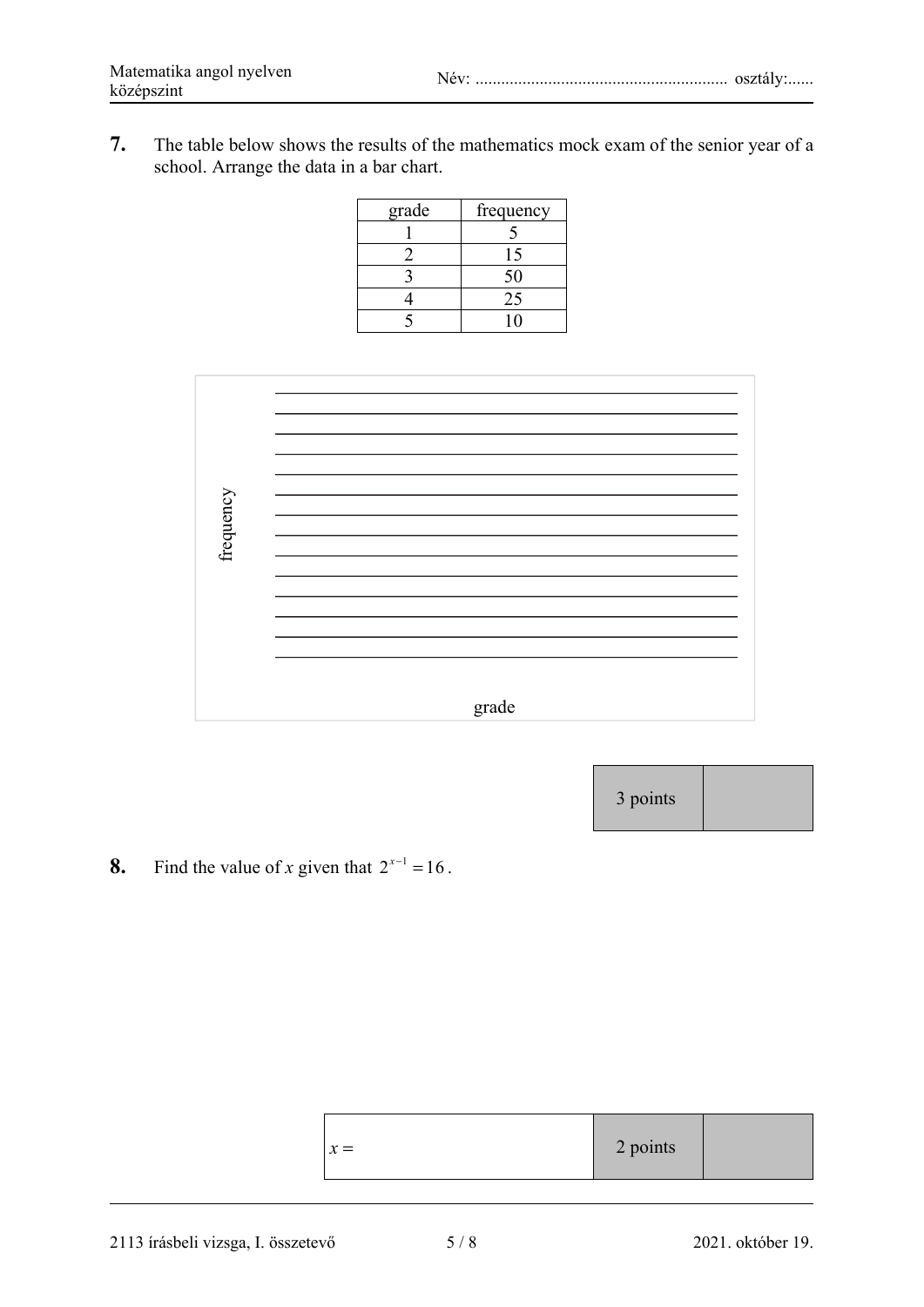**7.** The table below shows the results of the mathematics mock exam of the senior year of a school. Arrange the data in a bar chart.

| grade | frequency |
|---|---|
| 1 | 5 |
| 2 | 15 |
| 3 | 50 |
| 4 | 25 |
| 5 | 10 |

frequency

grade

| 3 points | |
|---|---|

**8.** Find the value of $x$ given that $2^{x-1} = 16$.

| $x =$ | 2 points | |
|---|---|---|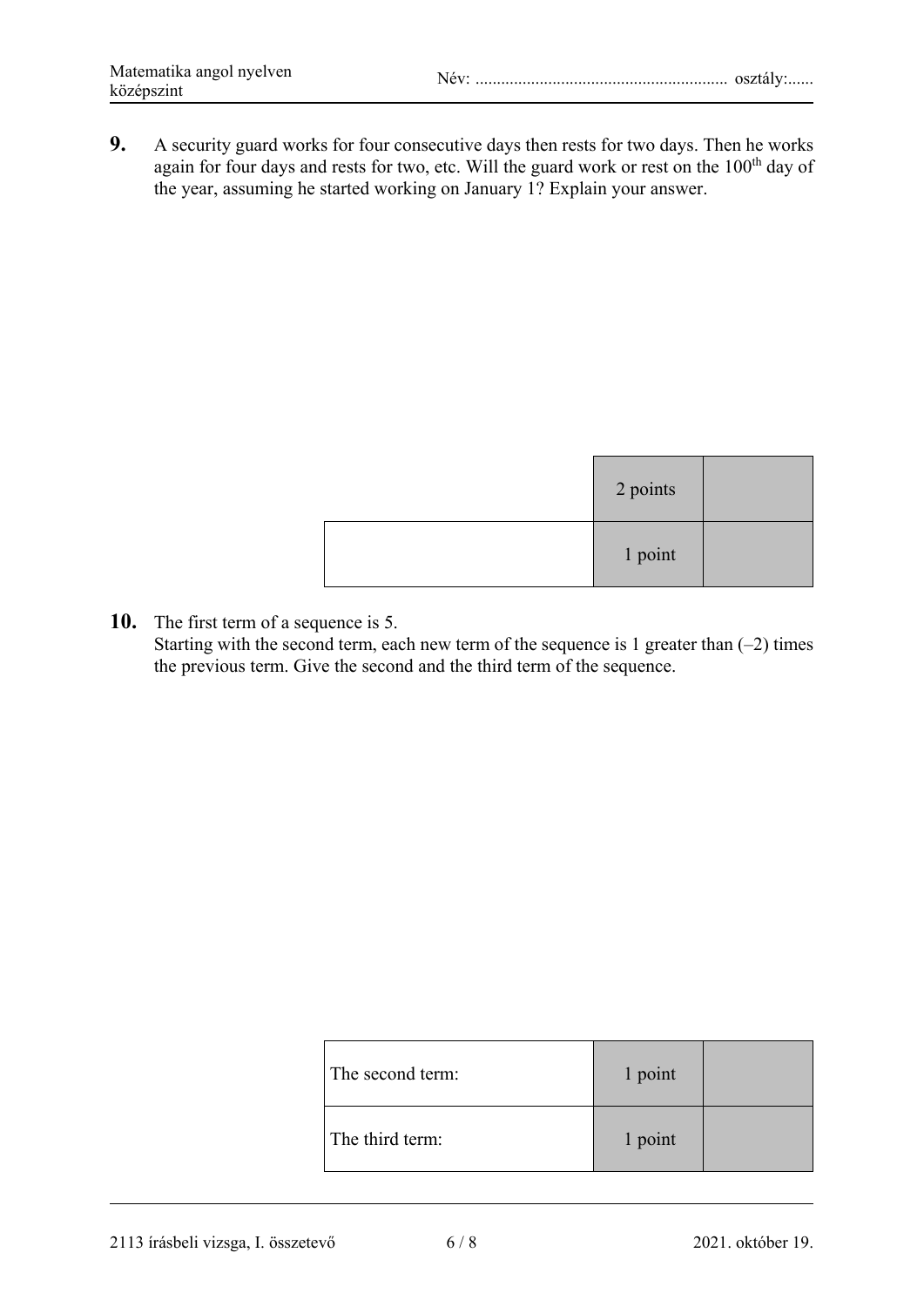**9.** A security guard works for four consecutive days then rests for two days. Then he works again for four days and rests for two, etc. Will the guard work or rest on the 100th day of the year, assuming he started working on January 1? Explain your answer.

| | 2 points | |
|---|---|---|
| | 1 point | |

**10.** The first term of a sequence is 5.
Starting with the second term, each new term of the sequence is 1 greater than (–2) times the previous term. Give the second and the third term of the sequence.

| | | |
|---|---|---|
| The second term: | 1 point | |
| The third term: | 1 point | |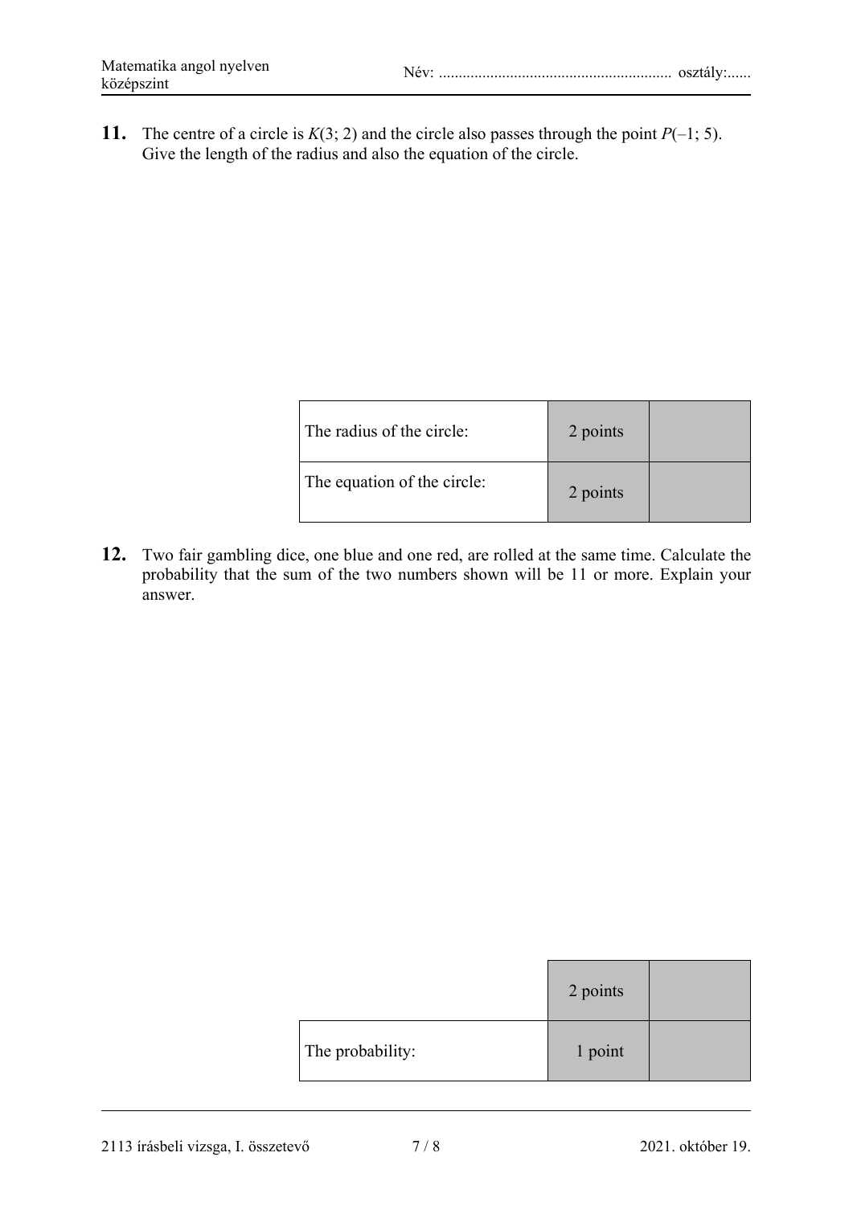**11.** The centre of a circle is $K(3; 2)$ and the circle also passes through the point $P(-1; 5)$. Give the length of the radius and also the equation of the circle.

| | | |
|---|---|---|
| The radius of the circle: | 2 points | |
| The equation of the circle: | 2 points | |

**12.** Two fair gambling dice, one blue and one red, are rolled at the same time. Calculate the probability that the sum of the two numbers shown will be 11 or more. Explain your answer.

| | | |
|---|---|---|
| | 2 points | |
| The probability: | 1 point | |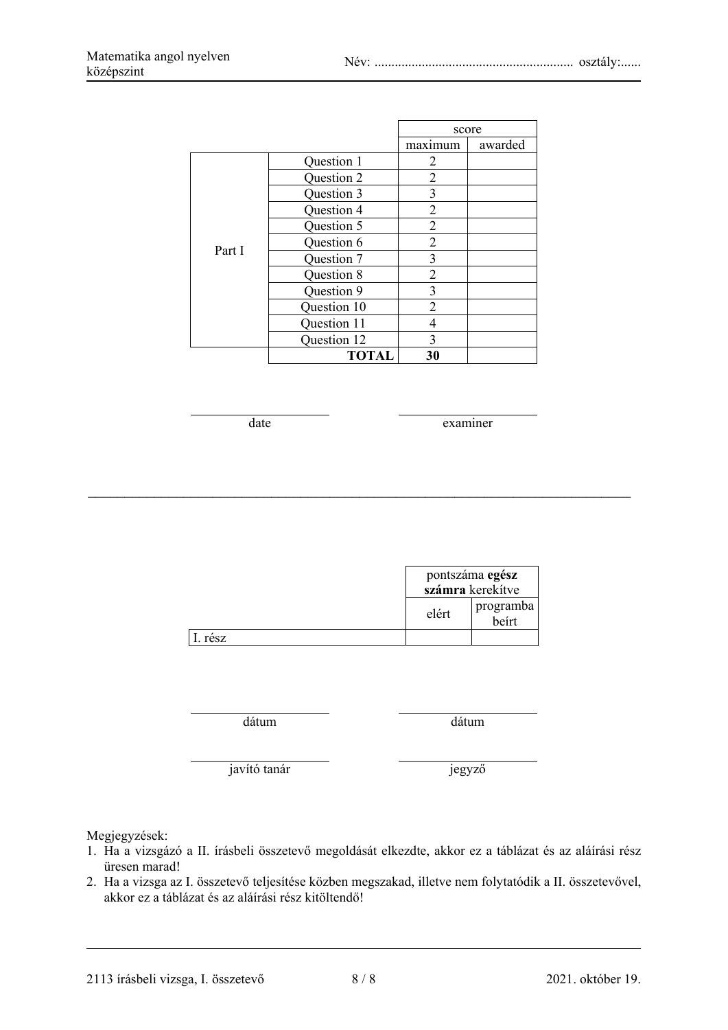| | | score | |
|---|---|---|---|
| | | maximum | awarded |
| Part I | Question 1 | 2 | |
| | Question 2 | 2 | |
| | Question 3 | 3 | |
| | Question 4 | 2 | |
| | Question 5 | 2 | |
| | Question 6 | 2 | |
| | Question 7 | 3 | |
| | Question 8 | 2 | |
| | Question 9 | 3 | |
| | Question 10 | 2 | |
| | Question 11 | 4 | |
| | Question 12 | 3 | |
| | **TOTAL** | **30** | |

_______________________ date

_______________________ examiner

---

| | pontszáma **egész számra** kerekítve | |
|---|---|---|
| | elért | programba beírt |
| I. rész | | |

_______________________ dátum

_______________________ dátum

_______________________ javító tanár

_______________________ jegyző

Megjegyzések:

1. Ha a vizsgázó a II. írásbeli összetevő megoldását elkezdte, akkor ez a táblázat és az aláírási rész üresen marad!
2. Ha a vizsga az I. összetevő teljesítése közben megszakad, illetve nem folytatódik a II. összetevővel, akkor ez a táblázat és az aláírási rész kitöltendő!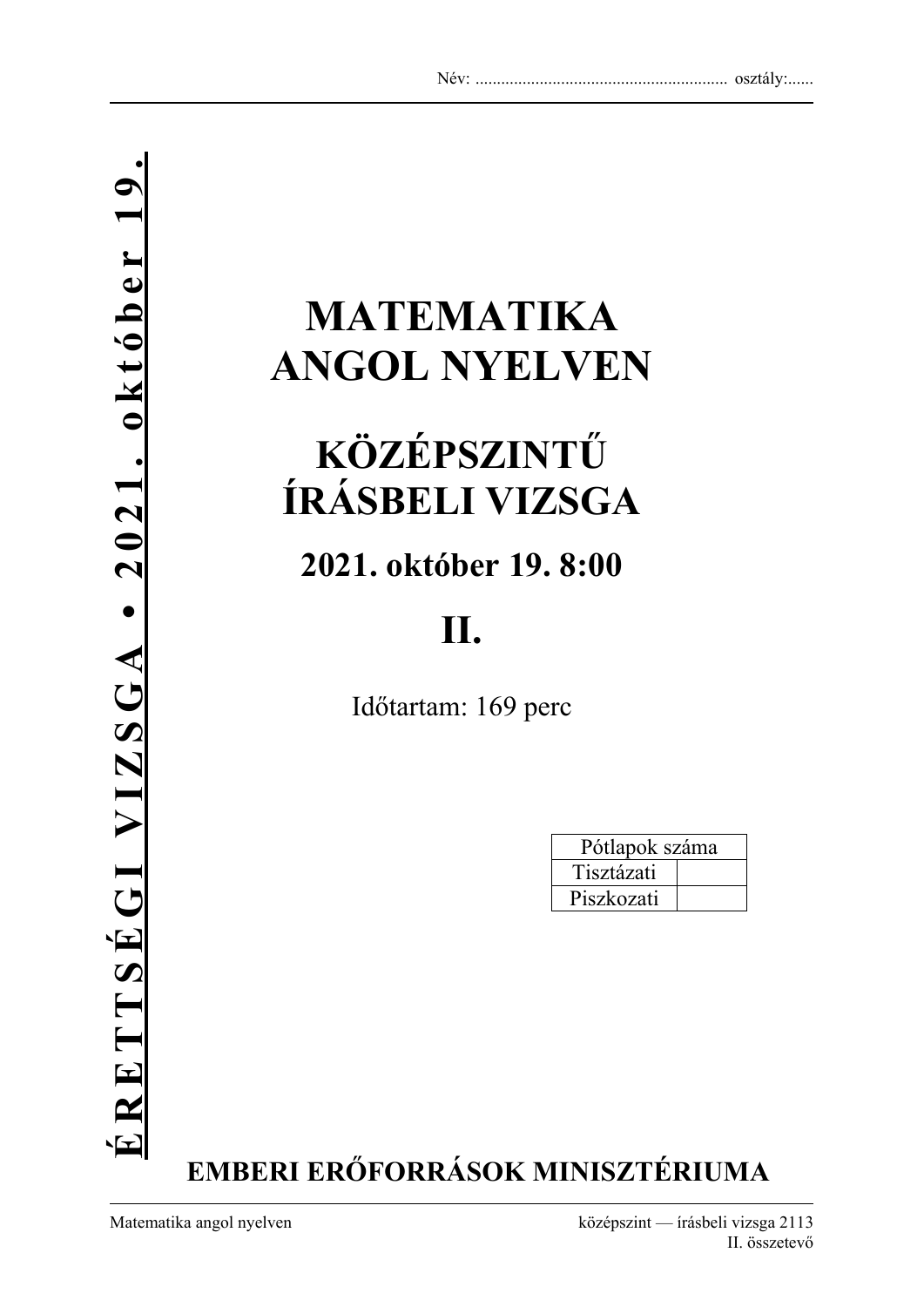Név: ........................................................... osztály:......

ÉRETTSÉGI VIZSGA • 2021. október 19.

# MATEMATIKA ANGOL NYELVEN

# KÖZÉPSZINTŰ ÍRÁSBELI VIZSGA

## 2021. október 19. 8:00

# II.

Időtartam: 169 perc

| Pótlapok száma | |
|---|---|
| Tisztázati | |
| Piszkozati | |

**EMBERI ERŐFORRÁSOK MINISZTÉRIUMA**

Matematika angol nyelven — középszint — írásbeli vizsga 2113 — II. összetevő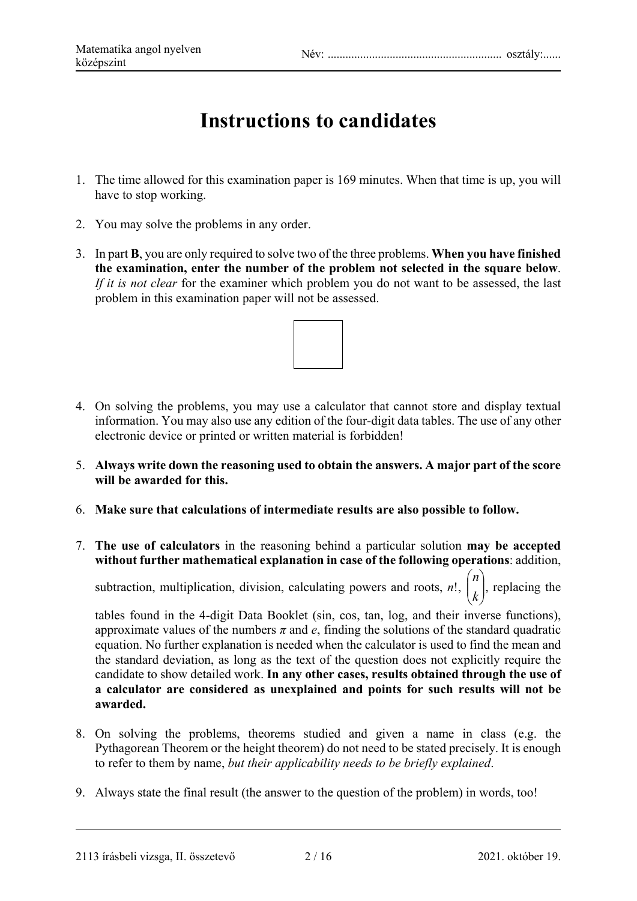# Instructions to candidates

1. The time allowed for this examination paper is 169 minutes. When that time is up, you will have to stop working.

2. You may solve the problems in any order.

3. In part **B**, you are only required to solve two of the three problems. **When you have finished the examination, enter the number of the problem not selected in the square below**. *If it is not clear* for the examiner which problem you do not want to be assessed, the last problem in this examination paper will not be assessed.

4. On solving the problems, you may use a calculator that cannot store and display textual information. You may also use any edition of the four-digit data tables. The use of any other electronic device or printed or written material is forbidden!

5. **Always write down the reasoning used to obtain the answers. A major part of the score will be awarded for this.**

6. **Make sure that calculations of intermediate results are also possible to follow.**

7. **The use of calculators** in the reasoning behind a particular solution **may be accepted without further mathematical explanation in case of the following operations**: addition, subtraction, multiplication, division, calculating powers and roots, $n!$, $\binom{n}{k}$, replacing the tables found in the 4-digit Data Booklet (sin, cos, tan, log, and their inverse functions), approximate values of the numbers $\pi$ and $e$, finding the solutions of the standard quadratic equation. No further explanation is needed when the calculator is used to find the mean and the standard deviation, as long as the text of the question does not explicitly require the candidate to show detailed work. **In any other cases, results obtained through the use of a calculator are considered as unexplained and points for such results will not be awarded.**

8. On solving the problems, theorems studied and given a name in class (e.g. the Pythagorean Theorem or the height theorem) do not need to be stated precisely. It is enough to refer to them by name, *but their applicability needs to be briefly explained*.

9. Always state the final result (the answer to the question of the problem) in words, too!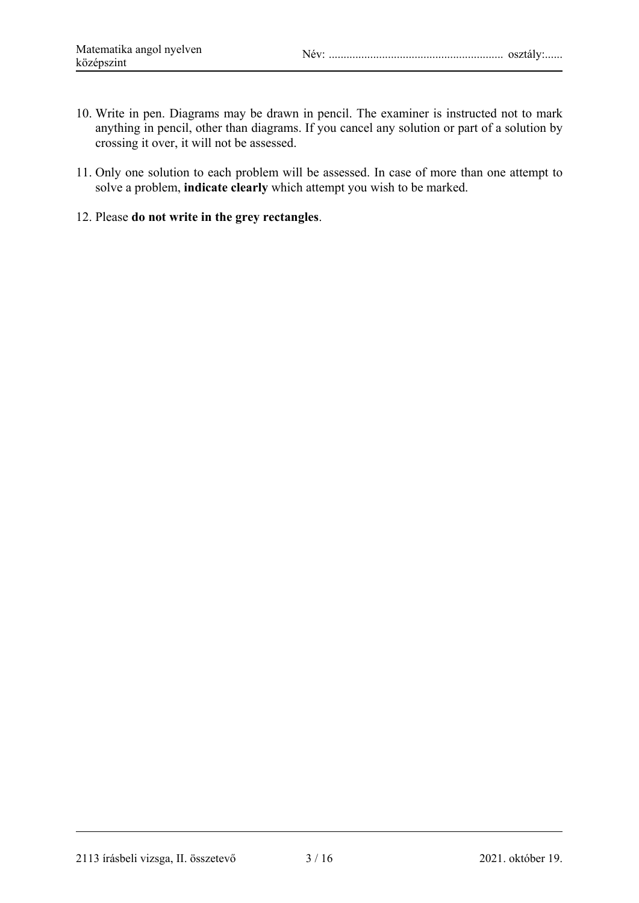10. Write in pen. Diagrams may be drawn in pencil. The examiner is instructed not to mark anything in pencil, other than diagrams. If you cancel any solution or part of a solution by crossing it over, it will not be assessed.

11. Only one solution to each problem will be assessed. In case of more than one attempt to solve a problem, **indicate clearly** which attempt you wish to be marked.

12. Please **do not write in the grey rectangles**.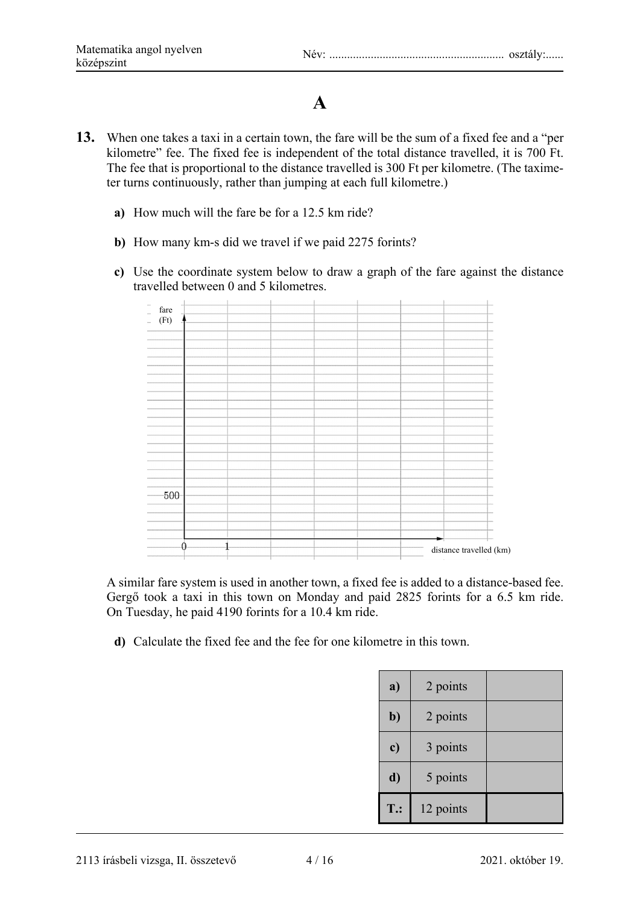# A

**13.** When one takes a taxi in a certain town, the fare will be the sum of a fixed fee and a "per kilometre" fee. The fixed fee is independent of the total distance travelled, it is 700 Ft. The fee that is proportional to the distance travelled is 300 Ft per kilometre. (The taximeter turns continuously, rather than jumping at each full kilometre.)

**a)** How much will the fare be for a 12.5 km ride?

**b)** How many km-s did we travel if we paid 2275 forints?

**c)** Use the coordinate system below to draw a graph of the fare against the distance travelled between 0 and 5 kilometres.

fare (Ft)

500

0 1

distance travelled (km)

A similar fare system is used in another town, a fixed fee is added to a distance-based fee. Gergő took a taxi in this town on Monday and paid 2825 forints for a 6.5 km ride. On Tuesday, he paid 4190 forints for a 10.4 km ride.

**d)** Calculate the fixed fee and the fee for one kilometre in this town.

| | | |
|---|---|---|
| **a)** | 2 points | |
| **b)** | 2 points | |
| **c)** | 3 points | |
| **d)** | 5 points | |
| **T.:** | 12 points | |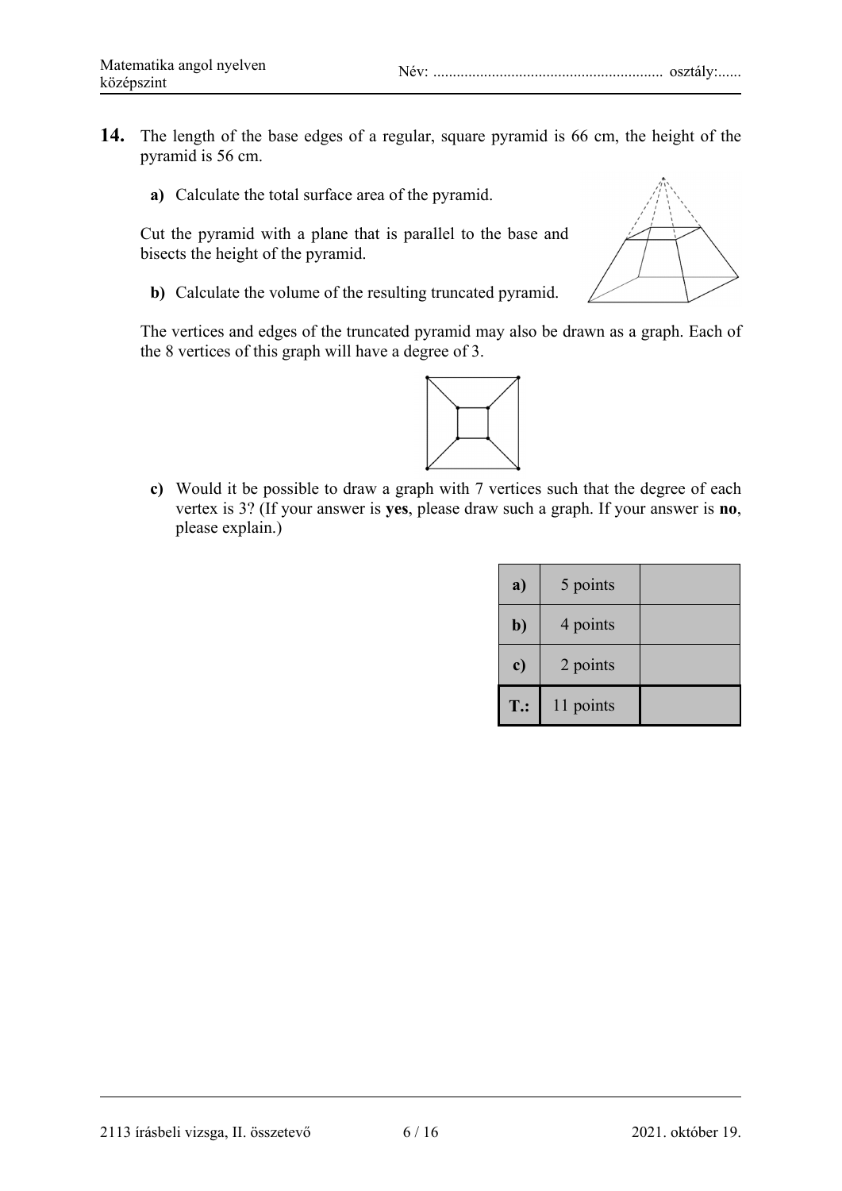**14.** The length of the base edges of a regular, square pyramid is 66 cm, the height of the pyramid is 56 cm.

**a)** Calculate the total surface area of the pyramid.

Cut the pyramid with a plane that is parallel to the base and bisects the height of the pyramid.

**b)** Calculate the volume of the resulting truncated pyramid.

The vertices and edges of the truncated pyramid may also be drawn as a graph. Each of the 8 vertices of this graph will have a degree of 3.

**c)** Would it be possible to draw a graph with 7 vertices such that the degree of each vertex is 3? (If your answer is **yes**, please draw such a graph. If your answer is **no**, please explain.)

| | | |
|---|---|---|
| **a)** | 5 points | |
| **b)** | 4 points | |
| **c)** | 2 points | |
| **T.:** | 11 points | |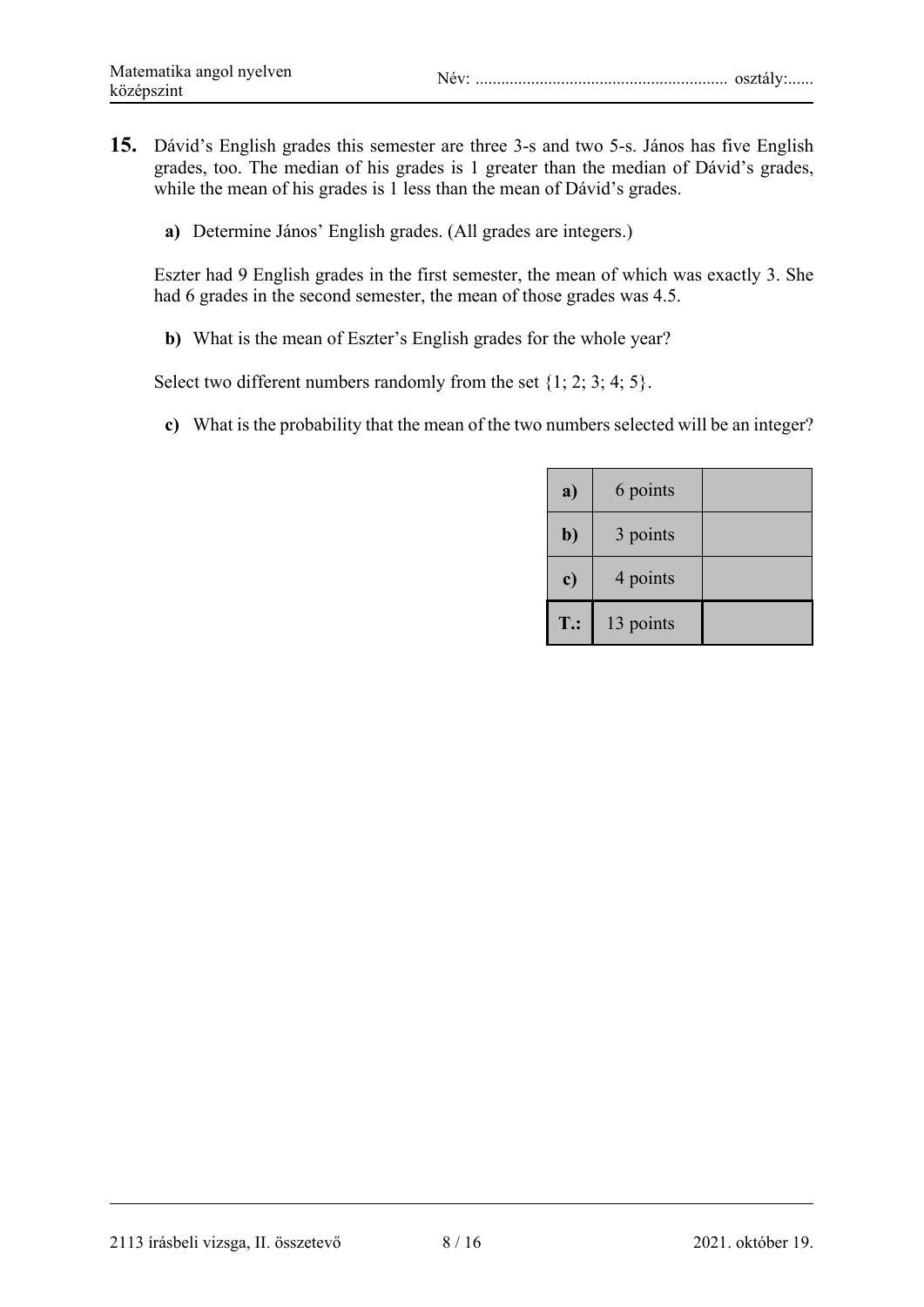**15.** Dávid's English grades this semester are three 3-s and two 5-s. János has five English grades, too. The median of his grades is 1 greater than the median of Dávid's grades, while the mean of his grades is 1 less than the mean of Dávid's grades.

**a)** Determine János' English grades. (All grades are integers.)

Eszter had 9 English grades in the first semester, the mean of which was exactly 3. She had 6 grades in the second semester, the mean of those grades was 4.5.

**b)** What is the mean of Eszter's English grades for the whole year?

Select two different numbers randomly from the set {1; 2; 3; 4; 5}.

**c)** What is the probability that the mean of the two numbers selected will be an integer?

| | | |
|---|---|---|
| **a)** | 6 points | |
| **b)** | 3 points | |
| **c)** | 4 points | |
| **T.:** | 13 points | |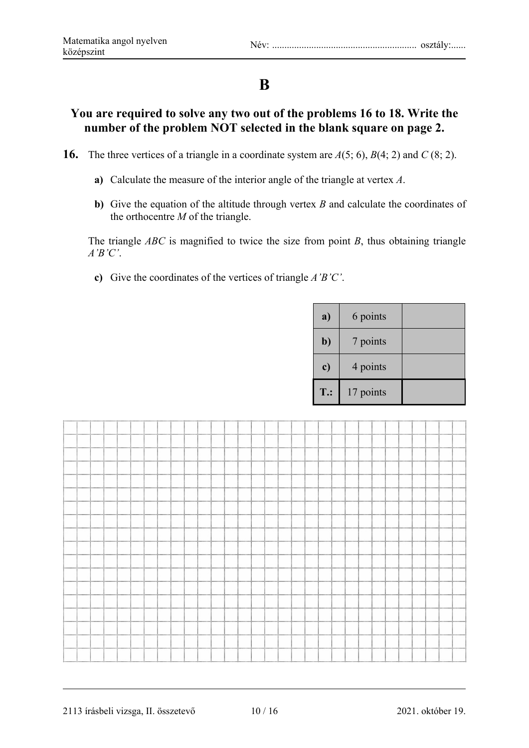# B

**You are required to solve any two out of the problems 16 to 18. Write the number of the problem NOT selected in the blank square on page 2.**

**16.** The three vertices of a triangle in a coordinate system are $A(5; 6)$, $B(4; 2)$ and $C(8; 2)$.

**a)** Calculate the measure of the interior angle of the triangle at vertex $A$.

**b)** Give the equation of the altitude through vertex $B$ and calculate the coordinates of the orthocentre $M$ of the triangle.

The triangle $ABC$ is magnified to twice the size from point $B$, thus obtaining triangle $A'B'C'$.

**c)** Give the coordinates of the vertices of triangle $A'B'C'$.

| | | |
|---|---|---|
| **a)** | 6 points | |
| **b)** | 7 points | |
| **c)** | 4 points | |
| **T.:** | 17 points | |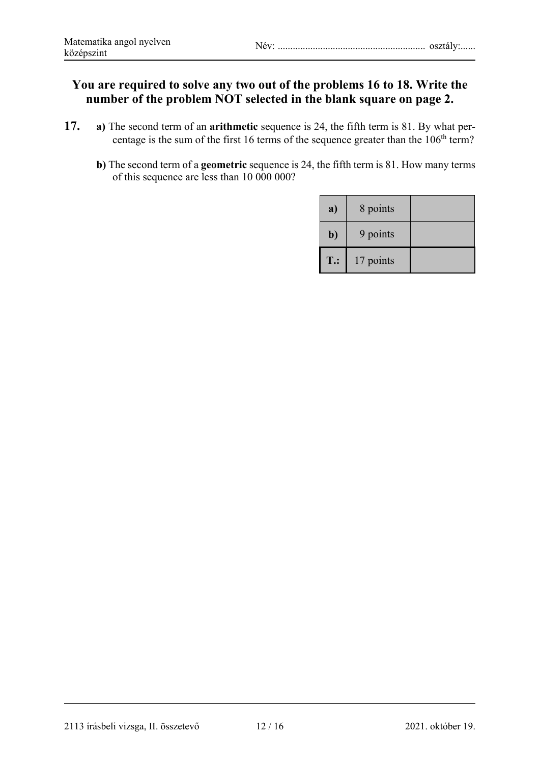**You are required to solve any two out of the problems 16 to 18. Write the number of the problem NOT selected in the blank square on page 2.**

**17.** **a)** The second term of an **arithmetic** sequence is 24, the fifth term is 81. By what percentage is the sum of the first 16 terms of the sequence greater than the $106^{\text{th}}$ term?

**b)** The second term of a **geometric** sequence is 24, the fifth term is 81. How many terms of this sequence are less than 10 000 000?

| | | |
|---|---|---|
| **a)** | 8 points | |
| **b)** | 9 points | |
| **T.:** | 17 points | |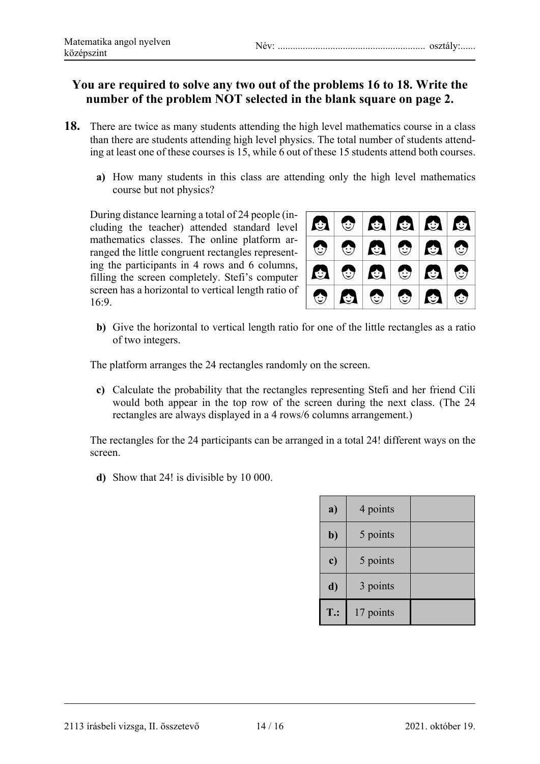**You are required to solve any two out of the problems 16 to 18. Write the number of the problem NOT selected in the blank square on page 2.**

**18.** There are twice as many students attending the high level mathematics course in a class than there are students attending high level physics. The total number of students attending at least one of these courses is 15, while 6 out of these 15 students attend both courses.

**a)** How many students in this class are attending only the high level mathematics course but not physics?

During distance learning a total of 24 people (including the teacher) attended standard level mathematics classes. The online platform arranged the little congruent rectangles representing the participants in 4 rows and 6 columns, filling the screen completely. Stefi's computer screen has a horizontal to vertical length ratio of 16:9.

**b)** Give the horizontal to vertical length ratio for one of the little rectangles as a ratio of two integers.

The platform arranges the 24 rectangles randomly on the screen.

**c)** Calculate the probability that the rectangles representing Stefi and her friend Cili would both appear in the top row of the screen during the next class. (The 24 rectangles are always displayed in a 4 rows/6 columns arrangement.)

The rectangles for the 24 participants can be arranged in a total 24! different ways on the screen.

**d)** Show that 24! is divisible by 10 000.

| | | |
|---|---|---|
| **a)** | 4 points | |
| **b)** | 5 points | |
| **c)** | 5 points | |
| **d)** | 3 points | |
| **T.:** | 17 points | |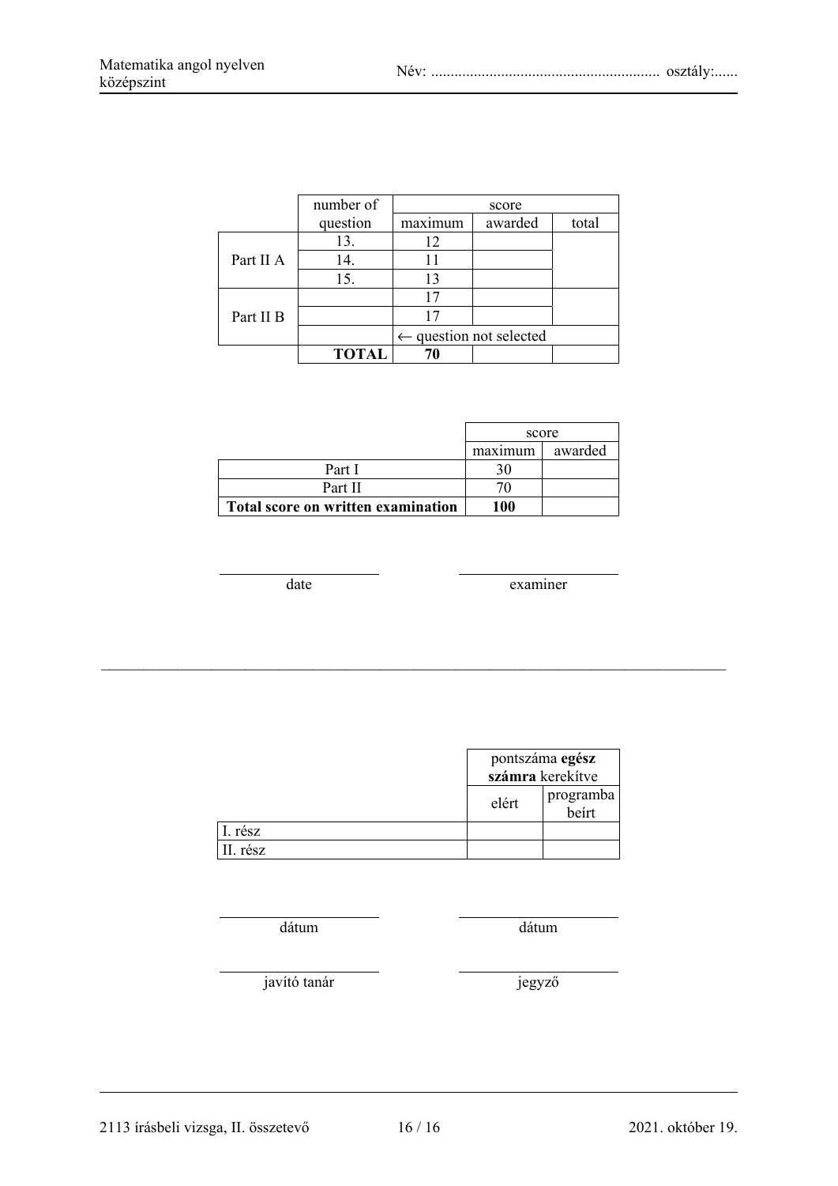| | number of question | score | | |
|---|---|---|---|---|
| | | maximum | awarded | total |
| Part II A | 13. | 12 | | |
| | 14. | 11 | | |
| | 15. | 13 | | |
| Part II B | | 17 | | |
| | | 17 | | |
| | | ← question not selected | | |
| | **TOTAL** | **70** | | |

| | score | |
|---|---|---|
| | maximum | awarded |
| Part I | 30 | |
| Part II | 70 | |
| **Total score on written examination** | **100** | |

date

examiner

---

| | pontszáma **egész számra** kerekítve | |
|---|---|---|
| | elért | programba beírt |
| I. rész | | |
| II. rész | | |

dátum

dátum

javító tanár

jegyző